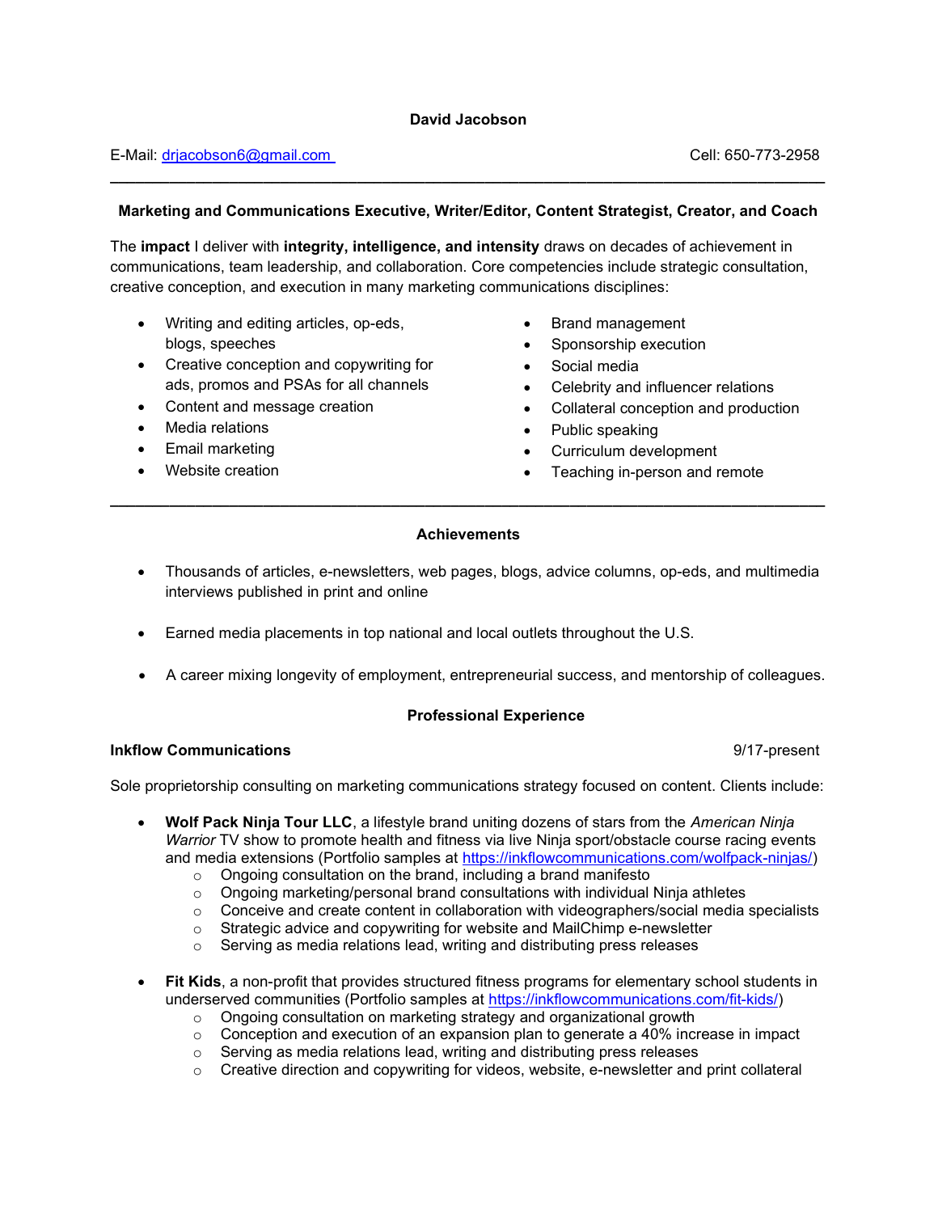# David Jacobson

E-Mail: [drjacobson6@gmail.com](mailto:drjacobson6@gmail.com) Cell: 650-773-2958

---

### Marketing and Communications Executive, Writer/Editor, Content Strategist, Creator, and Coach

The **impact** I deliver with **integrity, intelligence, and intensity** draws on decades of achievement in communications, team leadership, and collaboration. Core competencies include strategic consultation, creative conception, and execution in many marketing communications disciplines:

- Writing and editing articles, op-eds, blogs, speeches
- Creative conception and copywriting for ads, promos and PSAs for all channels
- Content and message creation
- Media relations
- Email marketing
- Website creation
- Brand management
- Sponsorship execution
- Social media
- Celebrity and influencer relations
- Collateral conception and production
- Public speaking
- Curriculum development
- Teaching in-person and remote

---

## Achievements

- Thousands of articles, e-newsletters, web pages, blogs, advice columns, op-eds, and multimedia interviews published in print and online
- Earned media placements in top national and local outlets throughout the U.S.
- A career mixing longevity of employment, entrepreneurial success, and mentorship of colleagues.

## Professional Experience

**Inkflow Communications** 9/17-present

Sole proprietorship consulting on marketing communications strategy focused on content. Clients include:

- **Wolf Pack Ninja Tour LLC**, a lifestyle brand uniting dozens of stars from the *American Ninja Warrior* TV show to promote health and fitness via live Ninja sport/obstacle course racing events and media extensions (Portfolio samples at https://inkflowcommunications.com/wolfpack-ninjas/)
  - Ongoing consultation on the brand, including a brand manifesto
  - Ongoing marketing/personal brand consultations with individual Ninja athletes
  - Conceive and create content in collaboration with videographers/social media specialists
  - Strategic advice and copywriting for website and MailChimp e-newsletter
  - Serving as media relations lead, writing and distributing press releases

- **Fit Kids**, a non-profit that provides structured fitness programs for elementary school students in underserved communities (Portfolio samples at https://inkflowcommunications.com/fit-kids/)
  - Ongoing consultation on marketing strategy and organizational growth
  - Conception and execution of an expansion plan to generate a 40% increase in impact
  - Serving as media relations lead, writing and distributing press releases
  - Creative direction and copywriting for videos, website, e-newsletter and print collateral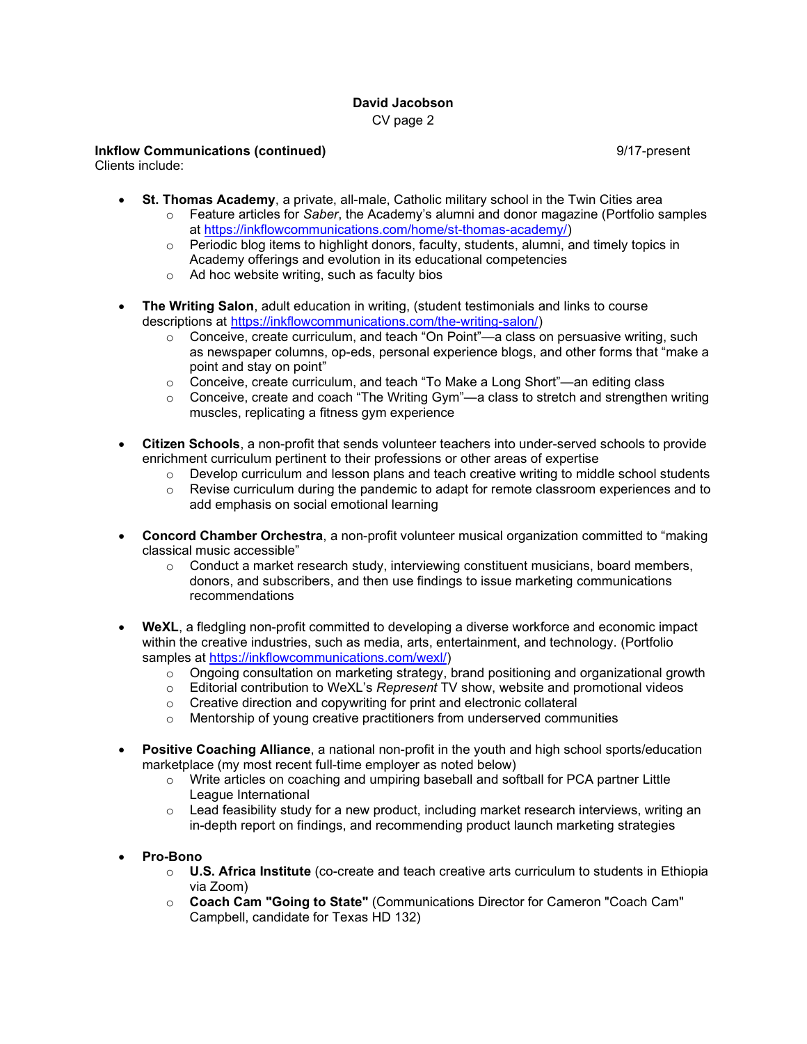**David Jacobson**
CV page 2

**Inkflow Communications (continued)** 9/17-present

Clients include:

- **St. Thomas Academy**, a private, all-male, Catholic military school in the Twin Cities area
    - Feature articles for *Saber*, the Academy's alumni and donor magazine (Portfolio samples at https://inkflowcommunications.com/home/st-thomas-academy/)
    - Periodic blog items to highlight donors, faculty, students, alumni, and timely topics in Academy offerings and evolution in its educational competencies
    - Ad hoc website writing, such as faculty bios

- **The Writing Salon**, adult education in writing, (student testimonials and links to course descriptions at https://inkflowcommunications.com/the-writing-salon/)
    - Conceive, create curriculum, and teach "On Point"—a class on persuasive writing, such as newspaper columns, op-eds, personal experience blogs, and other forms that "make a point and stay on point"
    - Conceive, create curriculum, and teach "To Make a Long Short"—an editing class
    - Conceive, create and coach "The Writing Gym"—a class to stretch and strengthen writing muscles, replicating a fitness gym experience

- **Citizen Schools**, a non-profit that sends volunteer teachers into under-served schools to provide enrichment curriculum pertinent to their professions or other areas of expertise
    - Develop curriculum and lesson plans and teach creative writing to middle school students
    - Revise curriculum during the pandemic to adapt for remote classroom experiences and to add emphasis on social emotional learning

- **Concord Chamber Orchestra**, a non-profit volunteer musical organization committed to "making classical music accessible"
    - Conduct a market research study, interviewing constituent musicians, board members, donors, and subscribers, and then use findings to issue marketing communications recommendations

- **WeXL**, a fledgling non-profit committed to developing a diverse workforce and economic impact within the creative industries, such as media, arts, entertainment, and technology. (Portfolio samples at https://inkflowcommunications.com/wexl/)
    - Ongoing consultation on marketing strategy, brand positioning and organizational growth
    - Editorial contribution to WeXL's *Represent* TV show, website and promotional videos
    - Creative direction and copywriting for print and electronic collateral
    - Mentorship of young creative practitioners from underserved communities

- **Positive Coaching Alliance**, a national non-profit in the youth and high school sports/education marketplace (my most recent full-time employer as noted below)
    - Write articles on coaching and umpiring baseball and softball for PCA partner Little League International
    - Lead feasibility study for a new product, including market research interviews, writing an in-depth report on findings, and recommending product launch marketing strategies

- **Pro-Bono**
    - **U.S. Africa Institute** (co-create and teach creative arts curriculum to students in Ethiopia via Zoom)
    - **Coach Cam "Going to State"** (Communications Director for Cameron "Coach Cam" Campbell, candidate for Texas HD 132)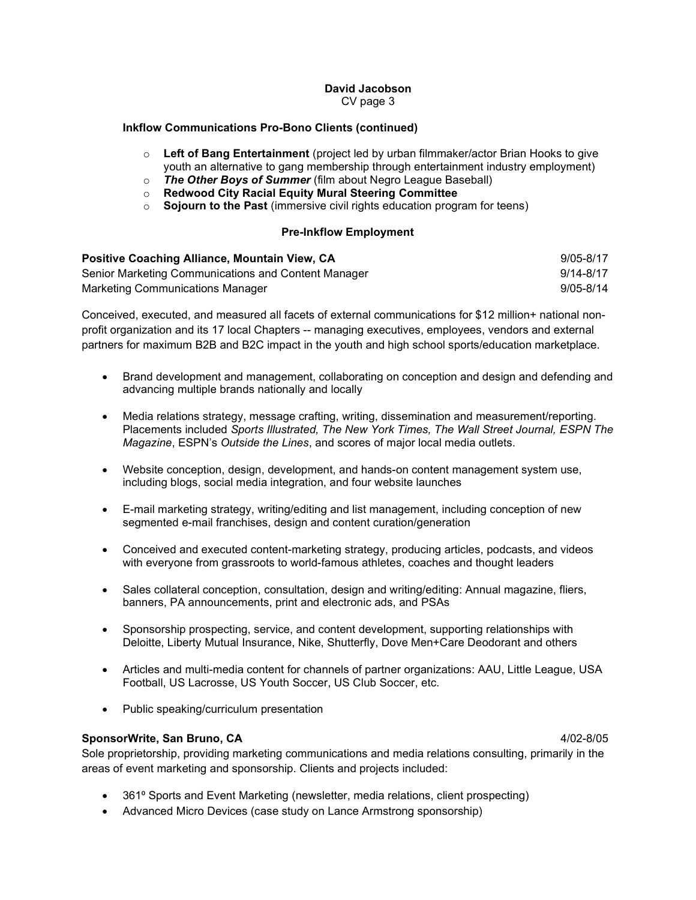### Inkflow Communications Pro-Bono Clients (continued)

- **Left of Bang Entertainment** (project led by urban filmmaker/actor Brian Hooks to give youth an alternative to gang membership through entertainment industry employment)
- ***The Other Boys of Summer*** (film about Negro League Baseball)
- **Redwood City Racial Equity Mural Steering Committee**
- **Sojourn to the Past** (immersive civil rights education program for teens)

## Pre-Inkflow Employment

**Positive Coaching Alliance, Mountain View, CA** — 9/05-8/17
Senior Marketing Communications and Content Manager — 9/14-8/17
Marketing Communications Manager — 9/05-8/14

Conceived, executed, and measured all facets of external communications for $12 million+ national non-profit organization and its 17 local Chapters -- managing executives, employees, vendors and external partners for maximum B2B and B2C impact in the youth and high school sports/education marketplace.

- Brand development and management, collaborating on conception and design and defending and advancing multiple brands nationally and locally
- Media relations strategy, message crafting, writing, dissemination and measurement/reporting. Placements included *Sports Illustrated, The New York Times, The Wall Street Journal, ESPN The Magazine*, ESPN's *Outside the Lines*, and scores of major local media outlets.
- Website conception, design, development, and hands-on content management system use, including blogs, social media integration, and four website launches
- E-mail marketing strategy, writing/editing and list management, including conception of new segmented e-mail franchises, design and content curation/generation
- Conceived and executed content-marketing strategy, producing articles, podcasts, and videos with everyone from grassroots to world-famous athletes, coaches and thought leaders
- Sales collateral conception, consultation, design and writing/editing: Annual magazine, fliers, banners, PA announcements, print and electronic ads, and PSAs
- Sponsorship prospecting, service, and content development, supporting relationships with Deloitte, Liberty Mutual Insurance, Nike, Shutterfly, Dove Men+Care Deodorant and others
- Articles and multi-media content for channels of partner organizations: AAU, Little League, USA Football, US Lacrosse, US Youth Soccer, US Club Soccer, etc.
- Public speaking/curriculum presentation

**SponsorWrite, San Bruno, CA** — 4/02-8/05
Sole proprietorship, providing marketing communications and media relations consulting, primarily in the areas of event marketing and sponsorship. Clients and projects included:

- 361º Sports and Event Marketing (newsletter, media relations, client prospecting)
- Advanced Micro Devices (case study on Lance Armstrong sponsorship)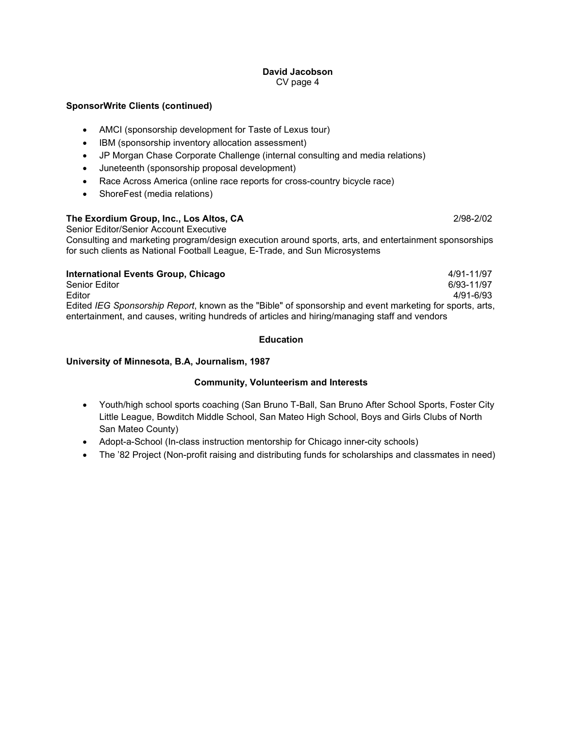### SponsorWrite Clients (continued)

- AMCI (sponsorship development for Taste of Lexus tour)
- IBM (sponsorship inventory allocation assessment)
- JP Morgan Chase Corporate Challenge (internal consulting and media relations)
- Juneteenth (sponsorship proposal development)
- Race Across America (online race reports for cross-country bicycle race)
- ShoreFest (media relations)

**The Exordium Group, Inc., Los Altos, CA** 2/98-2/02
Senior Editor/Senior Account Executive
Consulting and marketing program/design execution around sports, arts, and entertainment sponsorships for such clients as National Football League, E-Trade, and Sun Microsystems

**International Events Group, Chicago** 4/91-11/97
Senior Editor 6/93-11/97
Editor 4/91-6/93
Edited *IEG Sponsorship Report*, known as the "Bible" of sponsorship and event marketing for sports, arts, entertainment, and causes, writing hundreds of articles and hiring/managing staff and vendors

## Education

**University of Minnesota, B.A, Journalism, 1987**

## Community, Volunteerism and Interests

- Youth/high school sports coaching (San Bruno T-Ball, San Bruno After School Sports, Foster City Little League, Bowditch Middle School, San Mateo High School, Boys and Girls Clubs of North San Mateo County)
- Adopt-a-School (In-class instruction mentorship for Chicago inner-city schools)
- The '82 Project (Non-profit raising and distributing funds for scholarships and classmates in need)